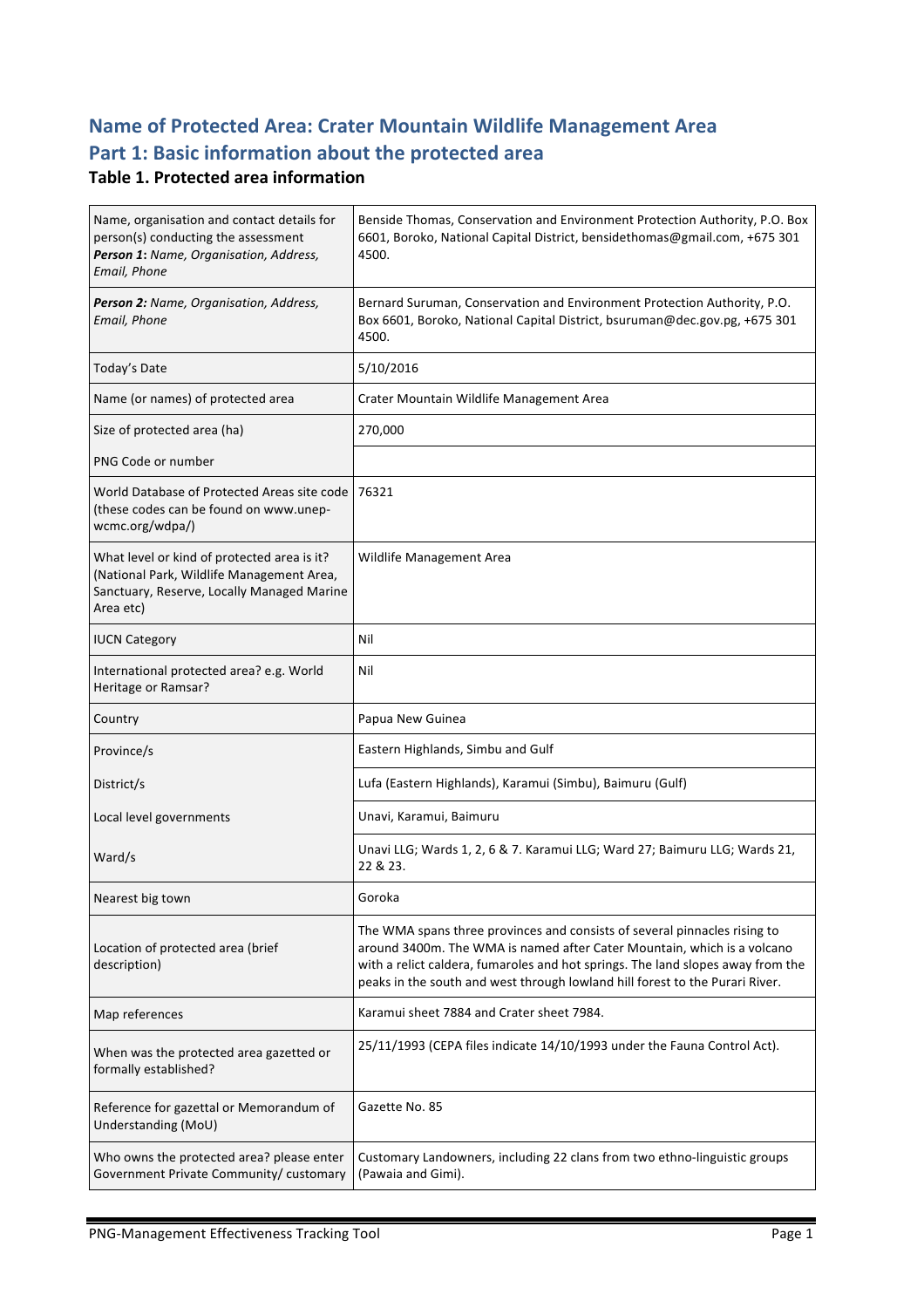# Name of Protected Area: Crater Mountain Wildlife Management Area

# Part 1: Basic information about the protected area

### Table 1. Protected area information

| | |
|---|---|
| Name, organisation and contact details for person(s) conducting the assessment *Person 1: Name, Organisation, Address, Email, Phone* | Benside Thomas, Conservation and Environment Protection Authority, P.O. Box 6601, Boroko, National Capital District, bensidethomas@gmail.com, +675 301 4500. |
| ***Person 2:** Name, Organisation, Address, Email, Phone* | Bernard Suruman, Conservation and Environment Protection Authority, P.O. Box 6601, Boroko, National Capital District, bsuruman@dec.gov.pg, +675 301 4500. |
| Today's Date | 5/10/2016 |
| Name (or names) of protected area | Crater Mountain Wildlife Management Area |
| Size of protected area (ha) | 270,000 |
| PNG Code or number | |
| World Database of Protected Areas site code (these codes can be found on www.unep-wcmc.org/wdpa/) | 76321 |
| What level or kind of protected area is it? (National Park, Wildlife Management Area, Sanctuary, Reserve, Locally Managed Marine Area etc) | Wildlife Management Area |
| IUCN Category | Nil |
| International protected area? e.g. World Heritage or Ramsar? | Nil |
| Country | Papua New Guinea |
| Province/s | Eastern Highlands, Simbu and Gulf |
| District/s | Lufa (Eastern Highlands), Karamui (Simbu), Baimuru (Gulf) |
| Local level governments | Unavi, Karamui, Baimuru |
| Ward/s | Unavi LLG; Wards 1, 2, 6 & 7. Karamui LLG; Ward 27; Baimuru LLG; Wards 21, 22 & 23. |
| Nearest big town | Goroka |
| Location of protected area (brief description) | The WMA spans three provinces and consists of several pinnacles rising to around 3400m. The WMA is named after Cater Mountain, which is a volcano with a relict caldera, fumaroles and hot springs. The land slopes away from the peaks in the south and west through lowland hill forest to the Purari River. |
| Map references | Karamui sheet 7884 and Crater sheet 7984. |
| When was the protected area gazetted or formally established? | 25/11/1993 (CEPA files indicate 14/10/1993 under the Fauna Control Act). |
| Reference for gazettal or Memorandum of Understanding (MoU) | Gazette No. 85 |
| Who owns the protected area? please enter Government Private Community/ customary | Customary Landowners, including 22 clans from two ethno-linguistic groups (Pawaia and Gimi). |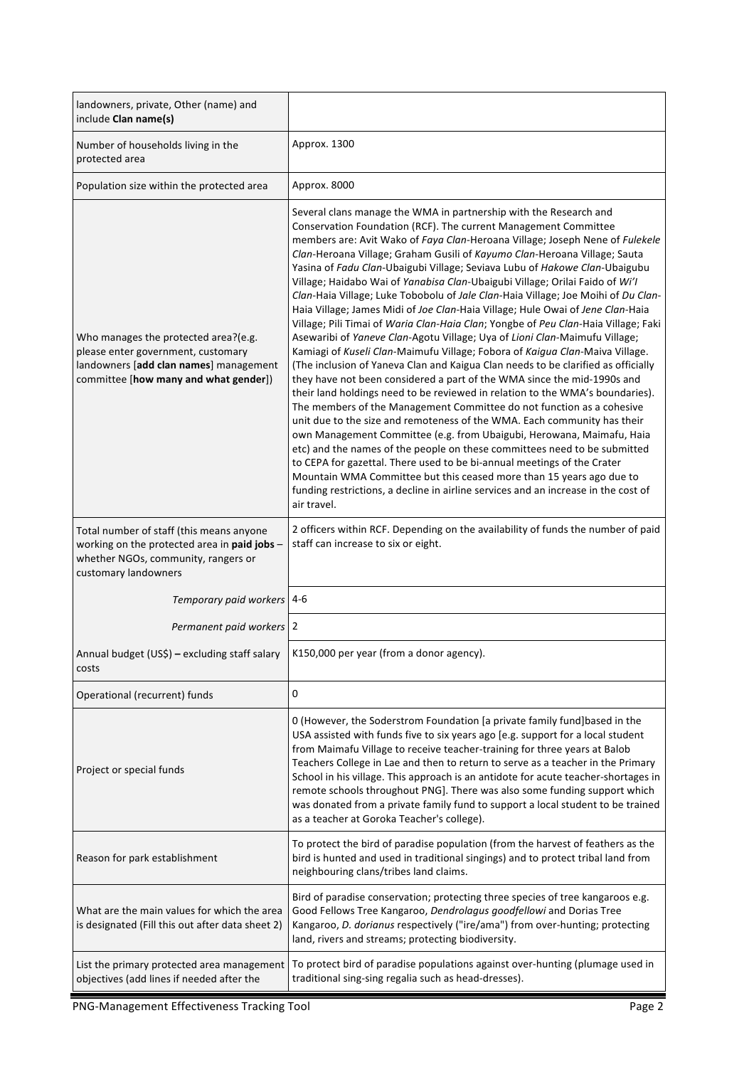| | |
|---|---|
| landowners, private, Other (name) and include **Clan name(s)** | |
| Number of households living in the protected area | Approx. 1300 |
| Population size within the protected area | Approx. 8000 |
| Who manages the protected area?(e.g. please enter government, customary landowners [**add clan names**] management committee [**how many and what gender**]) | Several clans manage the WMA in partnership with the Research and Conservation Foundation (RCF). The current Management Committee members are: Avit Wako of *Faya Clan*-Heroana Village; Joseph Nene of *Fulekele Clan*-Heroana Village; Graham Gusili of *Kayumo Clan*-Heroana Village; Sauta Yasina of *Fadu Clan*-Ubaigubi Village; Seviava Lubu of *Hakowe Clan*-Ubaigubu Village; Haidabo Wai of *Yanabisa Clan*-Ubaigubi Village; Orilai Faido of *Wi'I Clan*-Haia Village; Luke Tobobolu of *Jale Clan*-Haia Village; Joe Moihi of *Du Clan*-Haia Village; James Midi of *Joe Clan*-Haia Village; Hule Owai of *Jene Clan*-Haia Village; Pili Timai of *Waria Clan-Haia Clan*; Yongbe of *Peu Clan*-Haia Village; Faki Asewaribi of *Yaneve Clan*-Agotu Village; Uya of *Lioni Clan*-Maimufu Village; Kamiagi of *Kuseli Clan*-Maimufu Village; Fobora of *Kaigua Clan*-Maiva Village. (The inclusion of Yaneva Clan and Kaigua Clan needs to be clarified as officially they have not been considered a part of the WMA since the mid-1990s and their land holdings need to be reviewed in relation to the WMA's boundaries). The members of the Management Committee do not function as a cohesive unit due to the size and remoteness of the WMA. Each community has their own Management Committee (e.g. from Ubaigubi, Herowana, Maimafu, Haia etc) and the names of the people on these committees need to be submitted to CEPA for gazettal. There used to be bi-annual meetings of the Crater Mountain WMA Committee but this ceased more than 15 years ago due to funding restrictions, a decline in airline services and an increase in the cost of air travel. |
| Total number of staff (this means anyone working on the protected area in **paid jobs** – whether NGOs, community, rangers or customary landowners | 2 officers within RCF. Depending on the availability of funds the number of paid staff can increase to six or eight. |
| *Temporary paid workers* | 4-6 |
| *Permanent paid workers* | 2 |
| Annual budget (US$) **–** excluding staff salary costs | K150,000 per year (from a donor agency). |
| Operational (recurrent) funds | 0 |
| Project or special funds | 0 (However, the Soderstrom Foundation [a private family fund]based in the USA assisted with funds five to six years ago [e.g. support for a local student from Maimafu Village to receive teacher-training for three years at Balob Teachers College in Lae and then to return to serve as a teacher in the Primary School in his village. This approach is an antidote for acute teacher-shortages in remote schools throughout PNG]. There was also some funding support which was donated from a private family fund to support a local student to be trained as a teacher at Goroka Teacher's college). |
| Reason for park establishment | To protect the bird of paradise population (from the harvest of feathers as the bird is hunted and used in traditional singings) and to protect tribal land from neighbouring clans/tribes land claims. |
| What are the main values for which the area is designated (Fill this out after data sheet 2) | Bird of paradise conservation; protecting three species of tree kangaroos e.g. Good Fellows Tree Kangaroo, *Dendrolagus goodfellowi* and Dorias Tree Kangaroo, *D. dorianus* respectively ("ire/ama") from over-hunting; protecting land, rivers and streams; protecting biodiversity. |
| List the primary protected area management objectives (add lines if needed after the | To protect bird of paradise populations against over-hunting (plumage used in traditional sing-sing regalia such as head-dresses). |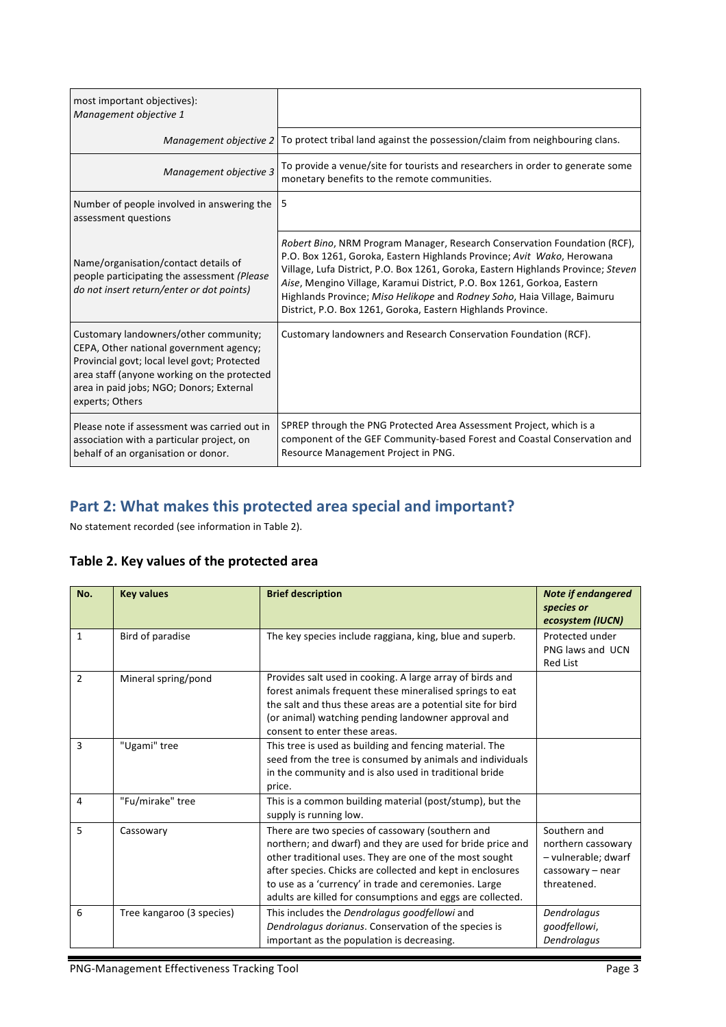| | |
|---|---|
| most important objectives): *Management objective 1* | |
| *Management objective 2* | To protect tribal land against the possession/claim from neighbouring clans. |
| *Management objective 3* | To provide a venue/site for tourists and researchers in order to generate some monetary benefits to the remote communities. |
| Number of people involved in answering the assessment questions | 5 |
| Name/organisation/contact details of people participating the assessment *(Please do not insert return/enter or dot points)* | *Robert Bino*, NRM Program Manager, Research Conservation Foundation (RCF), P.O. Box 1261, Goroka, Eastern Highlands Province; *Avit Wako*, Herowana Village, Lufa District, P.O. Box 1261, Goroka, Eastern Highlands Province; *Steven Aise*, Mengino Village, Karamui District, P.O. Box 1261, Gorkoa, Eastern Highlands Province; *Miso Helikope* and *Rodney Soho*, Haia Village, Baimuru District, P.O. Box 1261, Goroka, Eastern Highlands Province. |
| Customary landowners/other community; CEPA, Other national government agency; Provincial govt; local level govt; Protected area staff (anyone working on the protected area in paid jobs; NGO; Donors; External experts; Others | Customary landowners and Research Conservation Foundation (RCF). |
| Please note if assessment was carried out in association with a particular project, on behalf of an organisation or donor. | SPREP through the PNG Protected Area Assessment Project, which is a component of the GEF Community-based Forest and Coastal Conservation and Resource Management Project in PNG. |

## Part 2: What makes this protected area special and important?

No statement recorded (see information in Table 2).

### Table 2. Key values of the protected area

| No. | Key values | Brief description | *Note if endangered species or ecosystem (IUCN)* |
|---|---|---|---|
| 1 | Bird of paradise | The key species include raggiana, king, blue and superb. | Protected under PNG laws and UCN Red List |
| 2 | Mineral spring/pond | Provides salt used in cooking. A large array of birds and forest animals frequent these mineralised springs to eat the salt and thus these areas are a potential site for bird (or animal) watching pending landowner approval and consent to enter these areas. | |
| 3 | "Ugami" tree | This tree is used as building and fencing material. The seed from the tree is consumed by animals and individuals in the community and is also used in traditional bride price. | |
| 4 | "Fu/mirake" tree | This is a common building material (post/stump), but the supply is running low. | |
| 5 | Cassowary | There are two species of cassowary (southern and northern; and dwarf) and they are used for bride price and other traditional uses. They are one of the most sought after species. Chicks are collected and kept in enclosures to use as a 'currency' in trade and ceremonies. Large adults are killed for consumptions and eggs are collected. | Southern and northern cassowary – vulnerable; dwarf cassowary – near threatened. |
| 6 | Tree kangaroo (3 species) | This includes the *Dendrolagus goodfellowi* and *Dendrolagus dorianus*. Conservation of the species is important as the population is decreasing. | *Dendrolagus goodfellowi*, *Dendrolagus* |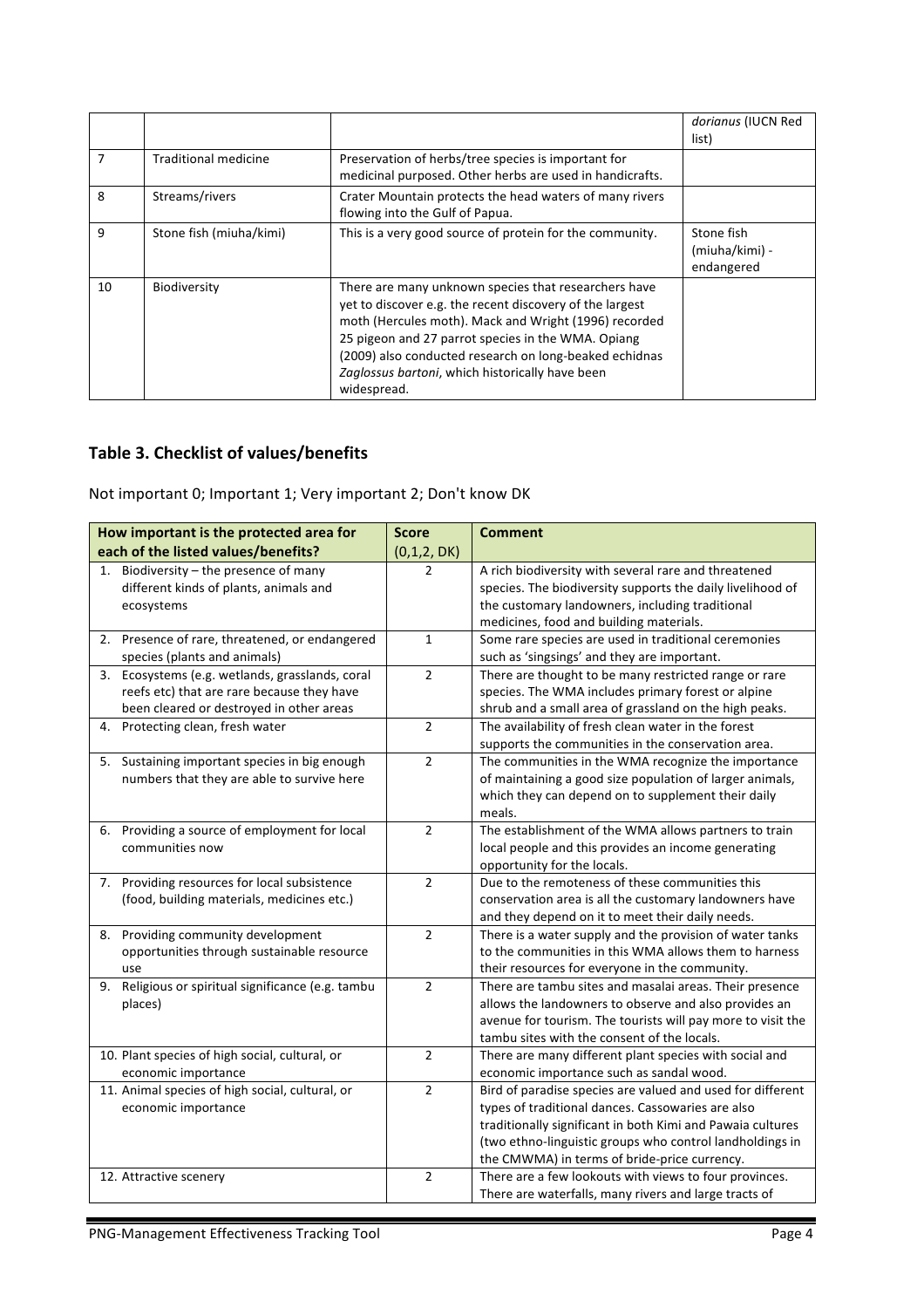| | | | *dorianus* (IUCN Red list) |
|---|---|---|---|
| 7 | Traditional medicine | Preservation of herbs/tree species is important for medicinal purposed. Other herbs are used in handicrafts. | |
| 8 | Streams/rivers | Crater Mountain protects the head waters of many rivers flowing into the Gulf of Papua. | |
| 9 | Stone fish (miuha/kimi) | This is a very good source of protein for the community. | Stone fish (miuha/kimi) - endangered |
| 10 | Biodiversity | There are many unknown species that researchers have yet to discover e.g. the recent discovery of the largest moth (Hercules moth). Mack and Wright (1996) recorded 25 pigeon and 27 parrot species in the WMA. Opiang (2009) also conducted research on long-beaked echidnas *Zaglossus bartoni*, which historically have been widespread. | |

## Table 3. Checklist of values/benefits

Not important 0; Important 1; Very important 2; Don't know DK

| How important is the protected area for each of the listed values/benefits? | Score (0,1,2, DK) | Comment |
|---|---|---|
| 1. Biodiversity – the presence of many different kinds of plants, animals and ecosystems | 2 | A rich biodiversity with several rare and threatened species. The biodiversity supports the daily livelihood of the customary landowners, including traditional medicines, food and building materials. |
| 2. Presence of rare, threatened, or endangered species (plants and animals) | 1 | Some rare species are used in traditional ceremonies such as 'singsings' and they are important. |
| 3. Ecosystems (e.g. wetlands, grasslands, coral reefs etc) that are rare because they have been cleared or destroyed in other areas | 2 | There are thought to be many restricted range or rare species. The WMA includes primary forest or alpine shrub and a small area of grassland on the high peaks. |
| 4. Protecting clean, fresh water | 2 | The availability of fresh clean water in the forest supports the communities in the conservation area. |
| 5. Sustaining important species in big enough numbers that they are able to survive here | 2 | The communities in the WMA recognize the importance of maintaining a good size population of larger animals, which they can depend on to supplement their daily meals. |
| 6. Providing a source of employment for local communities now | 2 | The establishment of the WMA allows partners to train local people and this provides an income generating opportunity for the locals. |
| 7. Providing resources for local subsistence (food, building materials, medicines etc.) | 2 | Due to the remoteness of these communities this conservation area is all the customary landowners have and they depend on it to meet their daily needs. |
| 8. Providing community development opportunities through sustainable resource use | 2 | There is a water supply and the provision of water tanks to the communities in this WMA allows them to harness their resources for everyone in the community. |
| 9. Religious or spiritual significance (e.g. tambu places) | 2 | There are tambu sites and masalai areas. Their presence allows the landowners to observe and also provides an avenue for tourism. The tourists will pay more to visit the tambu sites with the consent of the locals. |
| 10. Plant species of high social, cultural, or economic importance | 2 | There are many different plant species with social and economic importance such as sandal wood. |
| 11. Animal species of high social, cultural, or economic importance | 2 | Bird of paradise species are valued and used for different types of traditional dances. Cassowaries are also traditionally significant in both Kimi and Pawaia cultures (two ethno-linguistic groups who control landholdings in the CMWMA) in terms of bride-price currency. |
| 12. Attractive scenery | 2 | There are a few lookouts with views to four provinces. There are waterfalls, many rivers and large tracts of |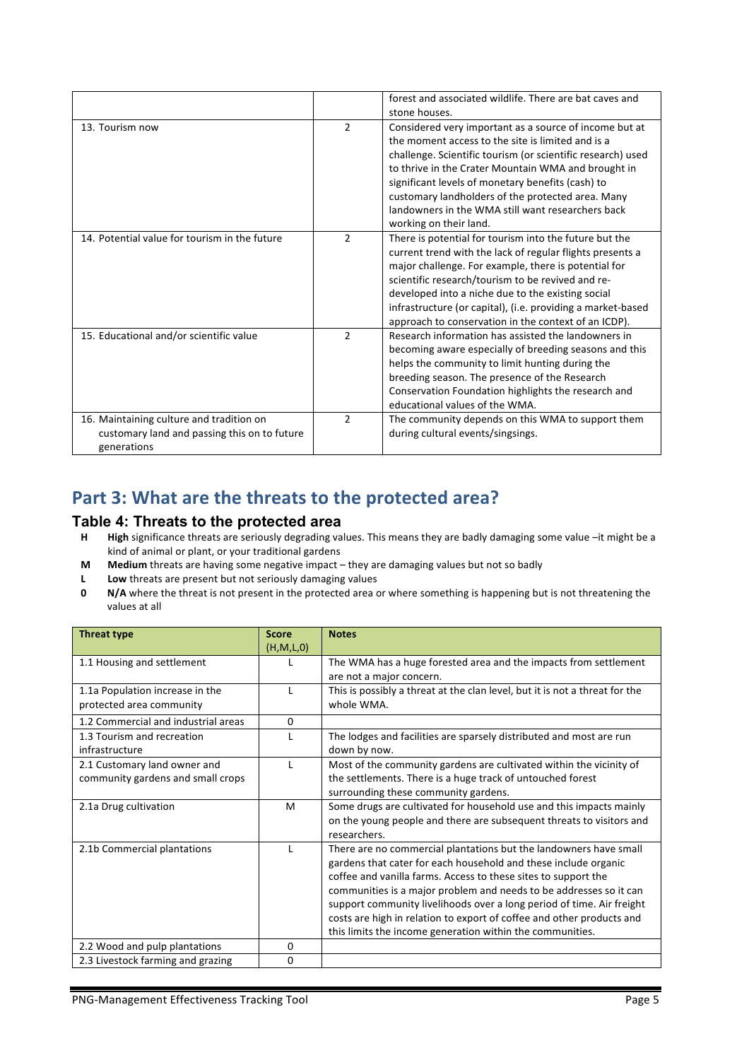| | | |
|---|---|---|
| | | forest and associated wildlife. There are bat caves and stone houses. |
| 13. Tourism now | 2 | Considered very important as a source of income but at the moment access to the site is limited and is a challenge. Scientific tourism (or scientific research) used to thrive in the Crater Mountain WMA and brought in significant levels of monetary benefits (cash) to customary landholders of the protected area. Many landowners in the WMA still want researchers back working on their land. |
| 14. Potential value for tourism in the future | 2 | There is potential for tourism into the future but the current trend with the lack of regular flights presents a major challenge. For example, there is potential for scientific research/tourism to be revived and re-developed into a niche due to the existing social infrastructure (or capital), (i.e. providing a market-based approach to conservation in the context of an ICDP). |
| 15. Educational and/or scientific value | 2 | Research information has assisted the landowners in becoming aware especially of breeding seasons and this helps the community to limit hunting during the breeding season. The presence of the Research Conservation Foundation highlights the research and educational values of the WMA. |
| 16. Maintaining culture and tradition on customary land and passing this on to future generations | 2 | The community depends on this WMA to support them during cultural events/singsings. |

## Part 3: What are the threats to the protected area?

### Table 4: Threats to the protected area

- **H** **High** significance threats are seriously degrading values. This means they are badly damaging some value –it might be a kind of animal or plant, or your traditional gardens
- **M** **Medium** threats are having some negative impact – they are damaging values but not so badly
- **L** **Low** threats are present but not seriously damaging values
- **0** **N/A** where the threat is not present in the protected area or where something is happening but is not threatening the values at all

| Threat type | Score (H,M,L,0) | Notes |
|---|---|---|
| 1.1 Housing and settlement | L | The WMA has a huge forested area and the impacts from settlement are not a major concern. |
| 1.1a Population increase in the protected area community | L | This is possibly a threat at the clan level, but it is not a threat for the whole WMA. |
| 1.2 Commercial and industrial areas | 0 | |
| 1.3 Tourism and recreation infrastructure | L | The lodges and facilities are sparsely distributed and most are run down by now. |
| 2.1 Customary land owner and community gardens and small crops | L | Most of the community gardens are cultivated within the vicinity of the settlements. There is a huge track of untouched forest surrounding these community gardens. |
| 2.1a Drug cultivation | M | Some drugs are cultivated for household use and this impacts mainly on the young people and there are subsequent threats to visitors and researchers. |
| 2.1b Commercial plantations | L | There are no commercial plantations but the landowners have small gardens that cater for each household and these include organic coffee and vanilla farms. Access to these sites to support the communities is a major problem and needs to be addresses so it can support community livelihoods over a long period of time. Air freight costs are high in relation to export of coffee and other products and this limits the income generation within the communities. |
| 2.2 Wood and pulp plantations | 0 | |
| 2.3 Livestock farming and grazing | 0 | |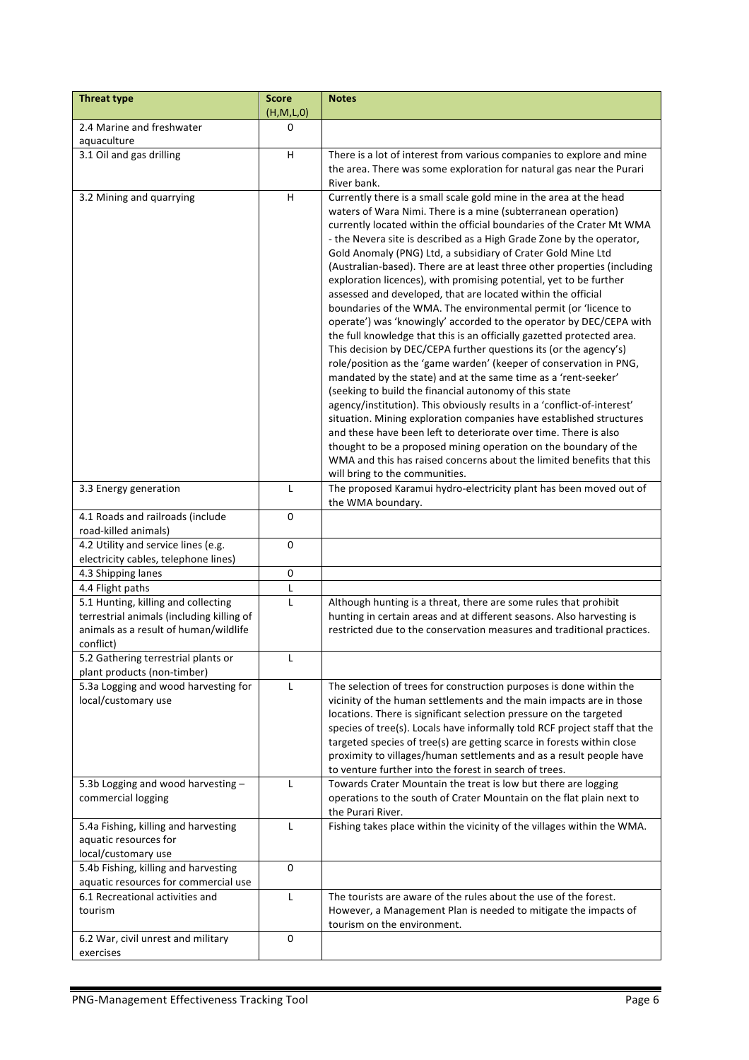| Threat type | Score (H,M,L,0) | Notes |
|---|---|---|
| 2.4 Marine and freshwater aquaculture | 0 | |
| 3.1 Oil and gas drilling | H | There is a lot of interest from various companies to explore and mine the area. There was some exploration for natural gas near the Purari River bank. |
| 3.2 Mining and quarrying | H | Currently there is a small scale gold mine in the area at the head waters of Wara Nimi. There is a mine (subterranean operation) currently located within the official boundaries of the Crater Mt WMA - the Nevera site is described as a High Grade Zone by the operator, Gold Anomaly (PNG) Ltd, a subsidiary of Crater Gold Mine Ltd (Australian-based). There are at least three other properties (including exploration licences), with promising potential, yet to be further assessed and developed, that are located within the official boundaries of the WMA. The environmental permit (or 'licence to operate') was 'knowingly' accorded to the operator by DEC/CEPA with the full knowledge that this is an officially gazetted protected area. This decision by DEC/CEPA further questions its (or the agency's) role/position as the 'game warden' (keeper of conservation in PNG, mandated by the state) and at the same time as a 'rent-seeker' (seeking to build the financial autonomy of this state agency/institution). This obviously results in a 'conflict-of-interest' situation. Mining exploration companies have established structures and these have been left to deteriorate over time. There is also thought to be a proposed mining operation on the boundary of the WMA and this has raised concerns about the limited benefits that this will bring to the communities. |
| 3.3 Energy generation | L | The proposed Karamui hydro-electricity plant has been moved out of the WMA boundary. |
| 4.1 Roads and railroads (include road-killed animals) | 0 | |
| 4.2 Utility and service lines (e.g. electricity cables, telephone lines) | 0 | |
| 4.3 Shipping lanes | 0 | |
| 4.4 Flight paths | L | |
| 5.1 Hunting, killing and collecting terrestrial animals (including killing of animals as a result of human/wildlife conflict) | L | Although hunting is a threat, there are some rules that prohibit hunting in certain areas and at different seasons. Also harvesting is restricted due to the conservation measures and traditional practices. |
| 5.2 Gathering terrestrial plants or plant products (non-timber) | L | |
| 5.3a Logging and wood harvesting for local/customary use | L | The selection of trees for construction purposes is done within the vicinity of the human settlements and the main impacts are in those locations. There is significant selection pressure on the targeted species of tree(s). Locals have informally told RCF project staff that the targeted species of tree(s) are getting scarce in forests within close proximity to villages/human settlements and as a result people have to venture further into the forest in search of trees. |
| 5.3b Logging and wood harvesting – commercial logging | L | Towards Crater Mountain the treat is low but there are logging operations to the south of Crater Mountain on the flat plain next to the Purari River. |
| 5.4a Fishing, killing and harvesting aquatic resources for local/customary use | L | Fishing takes place within the vicinity of the villages within the WMA. |
| 5.4b Fishing, killing and harvesting aquatic resources for commercial use | 0 | |
| 6.1 Recreational activities and tourism | L | The tourists are aware of the rules about the use of the forest. However, a Management Plan is needed to mitigate the impacts of tourism on the environment. |
| 6.2 War, civil unrest and military exercises | 0 | |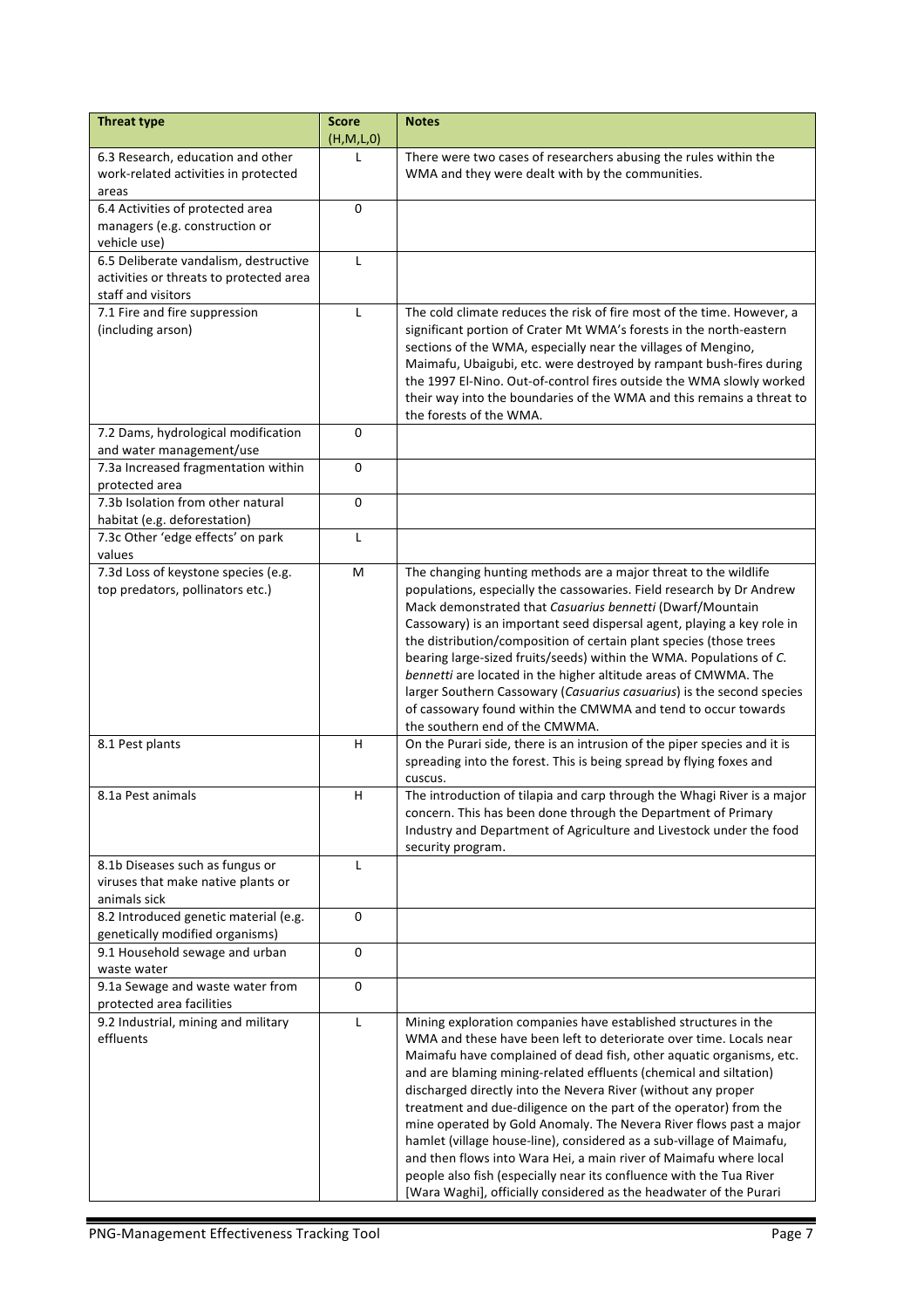| Threat type | Score (H,M,L,0) | Notes |
|---|---|---|
| 6.3 Research, education and other work-related activities in protected areas | L | There were two cases of researchers abusing the rules within the WMA and they were dealt with by the communities. |
| 6.4 Activities of protected area managers (e.g. construction or vehicle use) | 0 | |
| 6.5 Deliberate vandalism, destructive activities or threats to protected area staff and visitors | L | |
| 7.1 Fire and fire suppression (including arson) | L | The cold climate reduces the risk of fire most of the time. However, a significant portion of Crater Mt WMA's forests in the north-eastern sections of the WMA, especially near the villages of Mengino, Maimafu, Ubaigubi, etc. were destroyed by rampant bush-fires during the 1997 El-Nino. Out-of-control fires outside the WMA slowly worked their way into the boundaries of the WMA and this remains a threat to the forests of the WMA. |
| 7.2 Dams, hydrological modification and water management/use | 0 | |
| 7.3a Increased fragmentation within protected area | 0 | |
| 7.3b Isolation from other natural habitat (e.g. deforestation) | 0 | |
| 7.3c Other 'edge effects' on park values | L | |
| 7.3d Loss of keystone species (e.g. top predators, pollinators etc.) | M | The changing hunting methods are a major threat to the wildlife populations, especially the cassowaries. Field research by Dr Andrew Mack demonstrated that *Casuarius bennetti* (Dwarf/Mountain Cassowary) is an important seed dispersal agent, playing a key role in the distribution/composition of certain plant species (those trees bearing large-sized fruits/seeds) within the WMA. Populations of *C. bennetti* are located in the higher altitude areas of CMWMA. The larger Southern Cassowary (*Casuarius casuarius*) is the second species of cassowary found within the CMWMA and tend to occur towards the southern end of the CMWMA. |
| 8.1 Pest plants | H | On the Purari side, there is an intrusion of the piper species and it is spreading into the forest. This is being spread by flying foxes and cuscus. |
| 8.1a Pest animals | H | The introduction of tilapia and carp through the Whagi River is a major concern. This has been done through the Department of Primary Industry and Department of Agriculture and Livestock under the food security program. |
| 8.1b Diseases such as fungus or viruses that make native plants or animals sick | L | |
| 8.2 Introduced genetic material (e.g. genetically modified organisms) | 0 | |
| 9.1 Household sewage and urban waste water | 0 | |
| 9.1a Sewage and waste water from protected area facilities | 0 | |
| 9.2 Industrial, mining and military effluents | L | Mining exploration companies have established structures in the WMA and these have been left to deteriorate over time. Locals near Maimafu have complained of dead fish, other aquatic organisms, etc. and are blaming mining-related effluents (chemical and siltation) discharged directly into the Nevera River (without any proper treatment and due-diligence on the part of the operator) from the mine operated by Gold Anomaly. The Nevera River flows past a major hamlet (village house-line), considered as a sub-village of Maimafu, and then flows into Wara Hei, a main river of Maimafu where local people also fish (especially near its confluence with the Tua River [Wara Waghi], officially considered as the headwater of the Purari |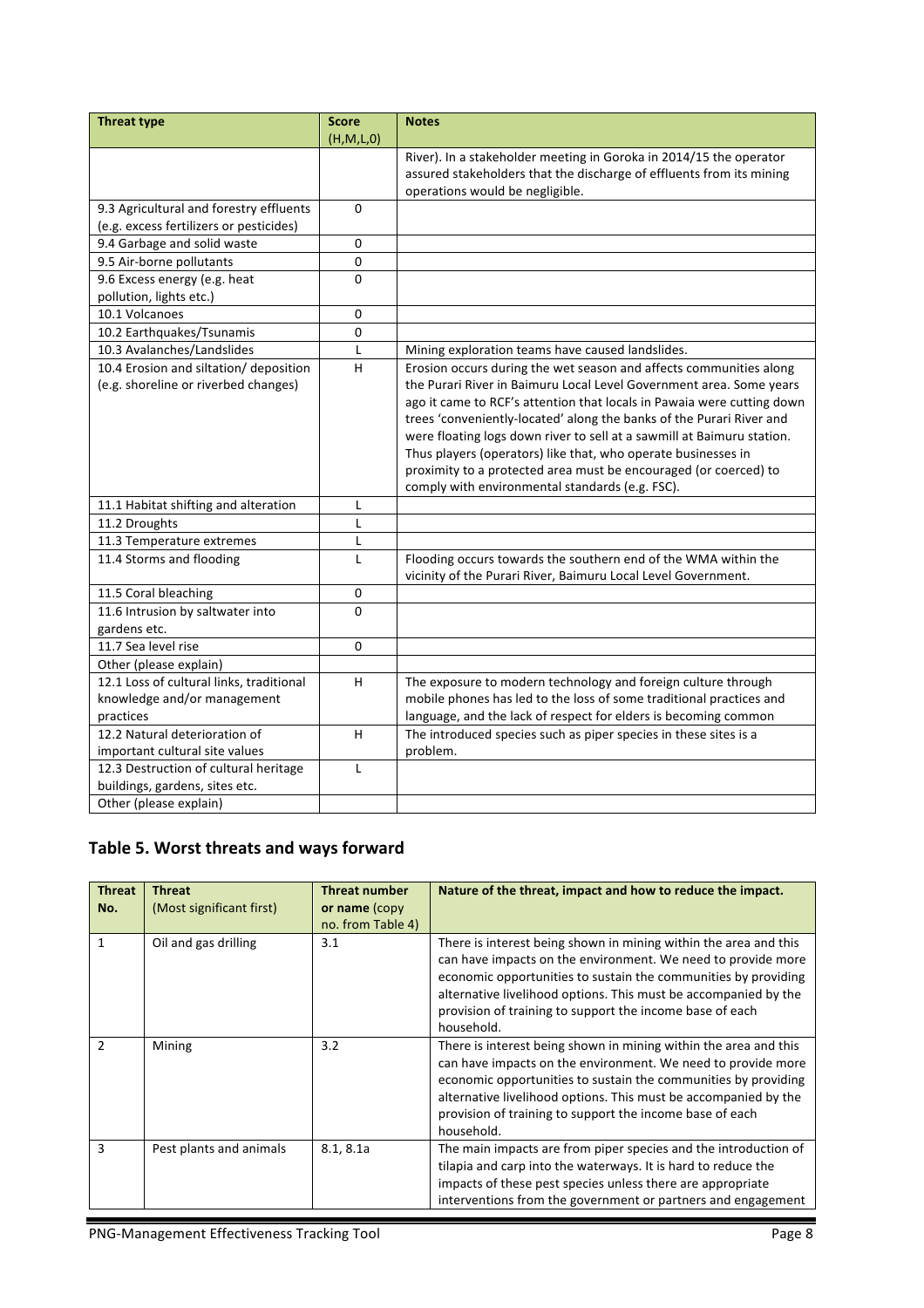| Threat type | Score (H,M,L,0) | Notes |
|---|---|---|
| | | River). In a stakeholder meeting in Goroka in 2014/15 the operator assured stakeholders that the discharge of effluents from its mining operations would be negligible. |
| 9.3 Agricultural and forestry effluents (e.g. excess fertilizers or pesticides) | 0 | |
| 9.4 Garbage and solid waste | 0 | |
| 9.5 Air-borne pollutants | 0 | |
| 9.6 Excess energy (e.g. heat pollution, lights etc.) | 0 | |
| 10.1 Volcanoes | 0 | |
| 10.2 Earthquakes/Tsunamis | 0 | |
| 10.3 Avalanches/Landslides | L | Mining exploration teams have caused landslides. |
| 10.4 Erosion and siltation/ deposition (e.g. shoreline or riverbed changes) | H | Erosion occurs during the wet season and affects communities along the Purari River in Baimuru Local Level Government area. Some years ago it came to RCF's attention that locals in Pawaia were cutting down trees 'conveniently-located' along the banks of the Purari River and were floating logs down river to sell at a sawmill at Baimuru station. Thus players (operators) like that, who operate businesses in proximity to a protected area must be encouraged (or coerced) to comply with environmental standards (e.g. FSC). |
| 11.1 Habitat shifting and alteration | L | |
| 11.2 Droughts | L | |
| 11.3 Temperature extremes | L | |
| 11.4 Storms and flooding | L | Flooding occurs towards the southern end of the WMA within the vicinity of the Purari River, Baimuru Local Level Government. |
| 11.5 Coral bleaching | 0 | |
| 11.6 Intrusion by saltwater into gardens etc. | 0 | |
| 11.7 Sea level rise | 0 | |
| Other (please explain) | | |
| 12.1 Loss of cultural links, traditional knowledge and/or management practices | H | The exposure to modern technology and foreign culture through mobile phones has led to the loss of some traditional practices and language, and the lack of respect for elders is becoming common |
| 12.2 Natural deterioration of important cultural site values | H | The introduced species such as piper species in these sites is a problem. |
| 12.3 Destruction of cultural heritage buildings, gardens, sites etc. | L | |
| Other (please explain) | | |

## Table 5. Worst threats and ways forward

| Threat No. | Threat (Most significant first) | Threat number or name (copy no. from Table 4) | Nature of the threat, impact and how to reduce the impact. |
|---|---|---|---|
| 1 | Oil and gas drilling | 3.1 | There is interest being shown in mining within the area and this can have impacts on the environment. We need to provide more economic opportunities to sustain the communities by providing alternative livelihood options. This must be accompanied by the provision of training to support the income base of each household. |
| 2 | Mining | 3.2 | There is interest being shown in mining within the area and this can have impacts on the environment. We need to provide more economic opportunities to sustain the communities by providing alternative livelihood options. This must be accompanied by the provision of training to support the income base of each household. |
| 3 | Pest plants and animals | 8.1, 8.1a | The main impacts are from piper species and the introduction of tilapia and carp into the waterways. It is hard to reduce the impacts of these pest species unless there are appropriate interventions from the government or partners and engagement |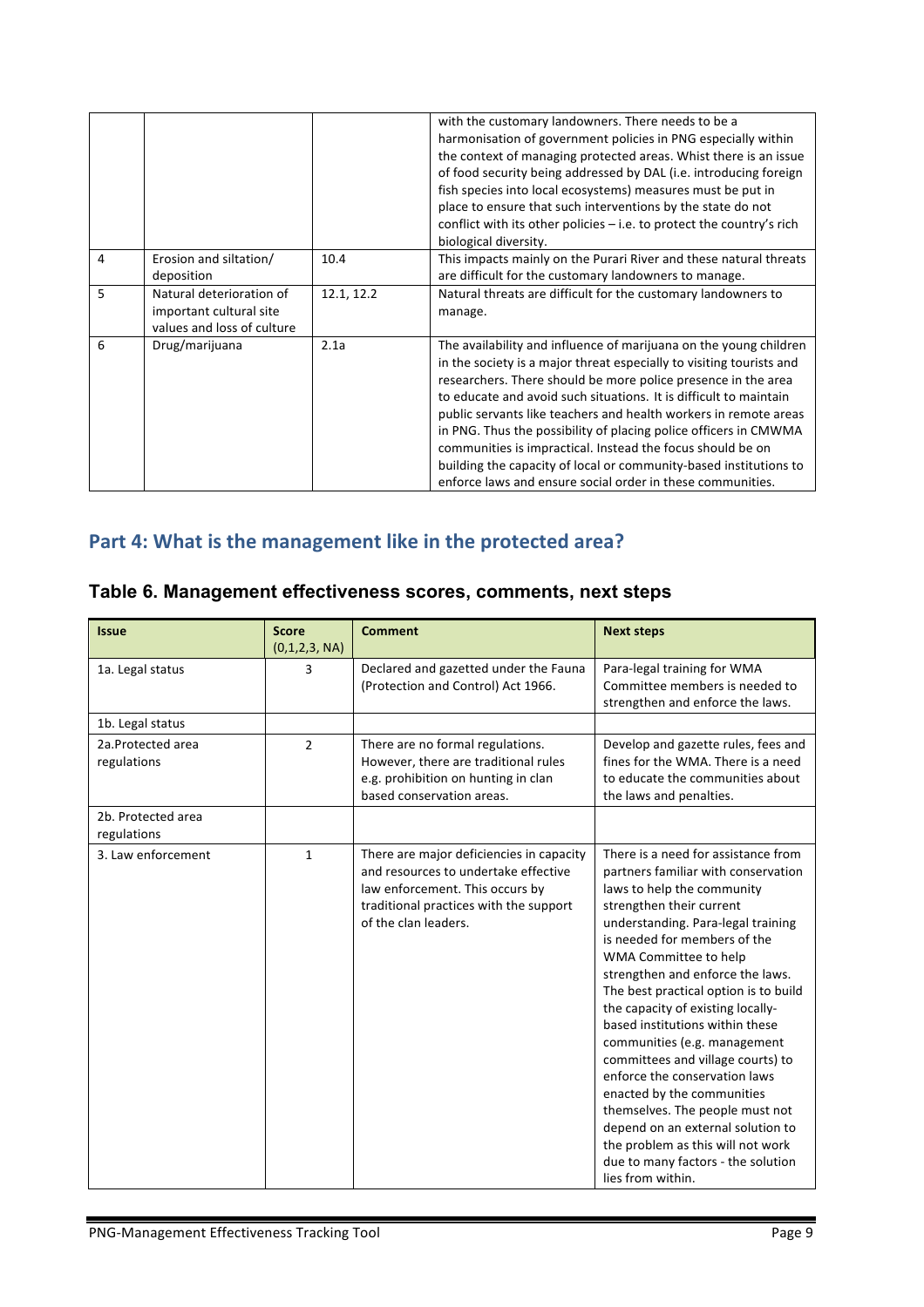|  |  |  | with the customary landowners. There needs to be a harmonisation of government policies in PNG especially within the context of managing protected areas. Whist there is an issue of food security being addressed by DAL (i.e. introducing foreign fish species into local ecosystems) measures must be put in place to ensure that such interventions by the state do not conflict with its other policies – i.e. to protect the country's rich biological diversity. |
|---|---|---|---|
| 4 | Erosion and siltation/ deposition | 10.4 | This impacts mainly on the Purari River and these natural threats are difficult for the customary landowners to manage. |
| 5 | Natural deterioration of important cultural site values and loss of culture | 12.1, 12.2 | Natural threats are difficult for the customary landowners to manage. |
| 6 | Drug/marijuana | 2.1a | The availability and influence of marijuana on the young children in the society is a major threat especially to visiting tourists and researchers. There should be more police presence in the area to educate and avoid such situations. It is difficult to maintain public servants like teachers and health workers in remote areas in PNG. Thus the possibility of placing police officers in CMWMA communities is impractical. Instead the focus should be on building the capacity of local or community-based institutions to enforce laws and ensure social order in these communities. |

## Part 4: What is the management like in the protected area?

### Table 6. Management effectiveness scores, comments, next steps

| Issue | Score (0,1,2,3, NA) | Comment | Next steps |
|---|---|---|---|
| 1a. Legal status | 3 | Declared and gazetted under the Fauna (Protection and Control) Act 1966. | Para-legal training for WMA Committee members is needed to strengthen and enforce the laws. |
| 1b. Legal status |  |  |  |
| 2a.Protected area regulations | 2 | There are no formal regulations. However, there are traditional rules e.g. prohibition on hunting in clan based conservation areas. | Develop and gazette rules, fees and fines for the WMA. There is a need to educate the communities about the laws and penalties. |
| 2b. Protected area regulations |  |  |  |
| 3. Law enforcement | 1 | There are major deficiencies in capacity and resources to undertake effective law enforcement. This occurs by traditional practices with the support of the clan leaders. | There is a need for assistance from partners familiar with conservation laws to help the community strengthen their current understanding. Para-legal training is needed for members of the WMA Committee to help strengthen and enforce the laws. The best practical option is to build the capacity of existing locally-based institutions within these communities (e.g. management committees and village courts) to enforce the conservation laws enacted by the communities themselves. The people must not depend on an external solution to the problem as this will not work due to many factors - the solution lies from within. |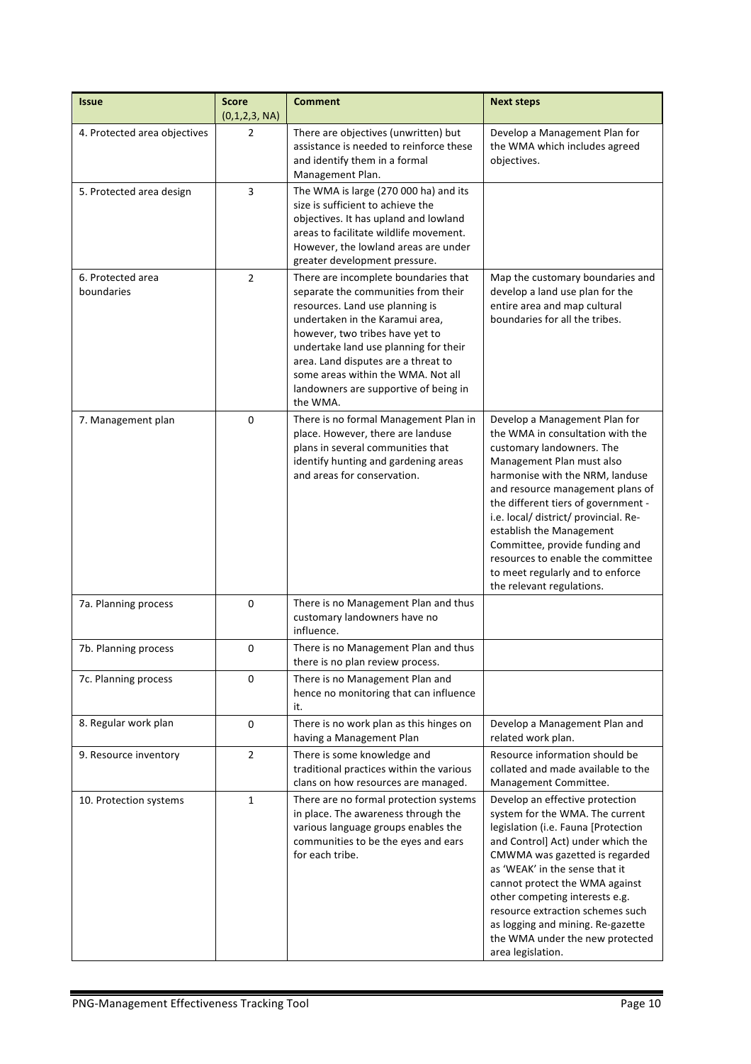| Issue | Score (0,1,2,3, NA) | Comment | Next steps |
|---|---|---|---|
| 4. Protected area objectives | 2 | There are objectives (unwritten) but assistance is needed to reinforce these and identify them in a formal Management Plan. | Develop a Management Plan for the WMA which includes agreed objectives. |
| 5. Protected area design | 3 | The WMA is large (270 000 ha) and its size is sufficient to achieve the objectives. It has upland and lowland areas to facilitate wildlife movement. However, the lowland areas are under greater development pressure. | |
| 6. Protected area boundaries | 2 | There are incomplete boundaries that separate the communities from their resources. Land use planning is undertaken in the Karamui area, however, two tribes have yet to undertake land use planning for their area. Land disputes are a threat to some areas within the WMA. Not all landowners are supportive of being in the WMA. | Map the customary boundaries and develop a land use plan for the entire area and map cultural boundaries for all the tribes. |
| 7. Management plan | 0 | There is no formal Management Plan in place. However, there are landuse plans in several communities that identify hunting and gardening areas and areas for conservation. | Develop a Management Plan for the WMA in consultation with the customary landowners. The Management Plan must also harmonise with the NRM, landuse and resource management plans of the different tiers of government - i.e. local/ district/ provincial. Re-establish the Management Committee, provide funding and resources to enable the committee to meet regularly and to enforce the relevant regulations. |
| 7a. Planning process | 0 | There is no Management Plan and thus customary landowners have no influence. | |
| 7b. Planning process | 0 | There is no Management Plan and thus there is no plan review process. | |
| 7c. Planning process | 0 | There is no Management Plan and hence no monitoring that can influence it. | |
| 8. Regular work plan | 0 | There is no work plan as this hinges on having a Management Plan | Develop a Management Plan and related work plan. |
| 9. Resource inventory | 2 | There is some knowledge and traditional practices within the various clans on how resources are managed. | Resource information should be collated and made available to the Management Committee. |
| 10. Protection systems | 1 | There are no formal protection systems in place. The awareness through the various language groups enables the communities to be the eyes and ears for each tribe. | Develop an effective protection system for the WMA. The current legislation (i.e. Fauna [Protection and Control] Act) under which the CMWMA was gazetted is regarded as 'WEAK' in the sense that it cannot protect the WMA against other competing interests e.g. resource extraction schemes such as logging and mining. Re-gazette the WMA under the new protected area legislation. |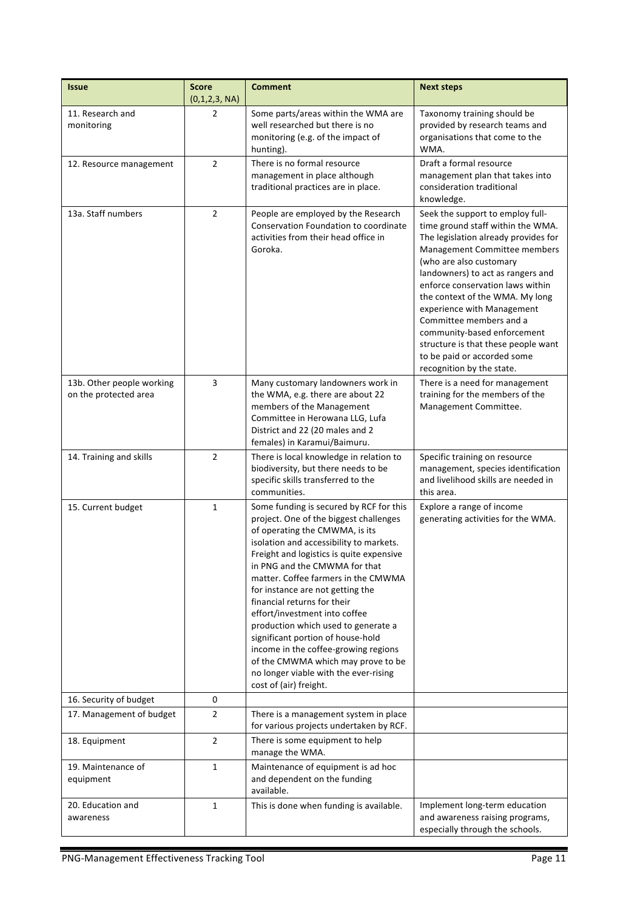| Issue | Score (0,1,2,3, NA) | Comment | Next steps |
|---|---|---|---|
| 11. Research and monitoring | 2 | Some parts/areas within the WMA are well researched but there is no monitoring (e.g. of the impact of hunting). | Taxonomy training should be provided by research teams and organisations that come to the WMA. |
| 12. Resource management | 2 | There is no formal resource management in place although traditional practices are in place. | Draft a formal resource management plan that takes into consideration traditional knowledge. |
| 13a. Staff numbers | 2 | People are employed by the Research Conservation Foundation to coordinate activities from their head office in Goroka. | Seek the support to employ full-time ground staff within the WMA. The legislation already provides for Management Committee members (who are also customary landowners) to act as rangers and enforce conservation laws within the context of the WMA. My long experience with Management Committee members and a community-based enforcement structure is that these people want to be paid or accorded some recognition by the state. |
| 13b. Other people working on the protected area | 3 | Many customary landowners work in the WMA, e.g. there are about 22 members of the Management Committee in Herowana LLG, Lufa District and 22 (20 males and 2 females) in Karamui/Baimuru. | There is a need for management training for the members of the Management Committee. |
| 14. Training and skills | 2 | There is local knowledge in relation to biodiversity, but there needs to be specific skills transferred to the communities. | Specific training on resource management, species identification and livelihood skills are needed in this area. |
| 15. Current budget | 1 | Some funding is secured by RCF for this project. One of the biggest challenges of operating the CMWMA, is its isolation and accessibility to markets. Freight and logistics is quite expensive in PNG and the CMWMA for that matter. Coffee farmers in the CMWMA for instance are not getting the financial returns for their effort/investment into coffee production which used to generate a significant portion of house-hold income in the coffee-growing regions of the CMWMA which may prove to be no longer viable with the ever-rising cost of (air) freight. | Explore a range of income generating activities for the WMA. |
| 16. Security of budget | 0 | | |
| 17. Management of budget | 2 | There is a management system in place for various projects undertaken by RCF. | |
| 18. Equipment | 2 | There is some equipment to help manage the WMA. | |
| 19. Maintenance of equipment | 1 | Maintenance of equipment is ad hoc and dependent on the funding available. | |
| 20. Education and awareness | 1 | This is done when funding is available. | Implement long-term education and awareness raising programs, especially through the schools. |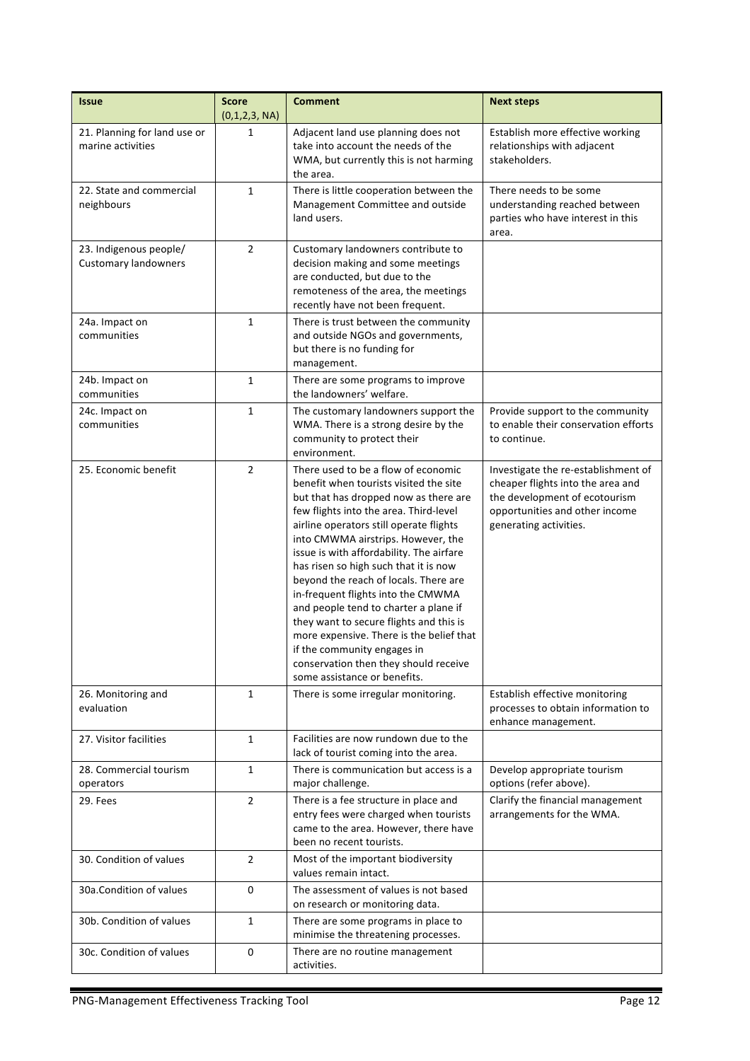| Issue | Score (0,1,2,3, NA) | Comment | Next steps |
|---|---|---|---|
| 21. Planning for land use or marine activities | 1 | Adjacent land use planning does not take into account the needs of the WMA, but currently this is not harming the area. | Establish more effective working relationships with adjacent stakeholders. |
| 22. State and commercial neighbours | 1 | There is little cooperation between the Management Committee and outside land users. | There needs to be some understanding reached between parties who have interest in this area. |
| 23. Indigenous people/ Customary landowners | 2 | Customary landowners contribute to decision making and some meetings are conducted, but due to the remoteness of the area, the meetings recently have not been frequent. | |
| 24a. Impact on communities | 1 | There is trust between the community and outside NGOs and governments, but there is no funding for management. | |
| 24b. Impact on communities | 1 | There are some programs to improve the landowners' welfare. | |
| 24c. Impact on communities | 1 | The customary landowners support the WMA. There is a strong desire by the community to protect their environment. | Provide support to the community to enable their conservation efforts to continue. |
| 25. Economic benefit | 2 | There used to be a flow of economic benefit when tourists visited the site but that has dropped now as there are few flights into the area. Third-level airline operators still operate flights into CMWMA airstrips. However, the issue is with affordability. The airfare has risen so high such that it is now beyond the reach of locals. There are in-frequent flights into the CMWMA and people tend to charter a plane if they want to secure flights and this is more expensive. There is the belief that if the community engages in conservation then they should receive some assistance or benefits. | Investigate the re-establishment of cheaper flights into the area and the development of ecotourism opportunities and other income generating activities. |
| 26. Monitoring and evaluation | 1 | There is some irregular monitoring. | Establish effective monitoring processes to obtain information to enhance management. |
| 27. Visitor facilities | 1 | Facilities are now rundown due to the lack of tourist coming into the area. | |
| 28. Commercial tourism operators | 1 | There is communication but access is a major challenge. | Develop appropriate tourism options (refer above). |
| 29. Fees | 2 | There is a fee structure in place and entry fees were charged when tourists came to the area. However, there have been no recent tourists. | Clarify the financial management arrangements for the WMA. |
| 30. Condition of values | 2 | Most of the important biodiversity values remain intact. | |
| 30a.Condition of values | 0 | The assessment of values is not based on research or monitoring data. | |
| 30b. Condition of values | 1 | There are some programs in place to minimise the threatening processes. | |
| 30c. Condition of values | 0 | There are no routine management activities. | |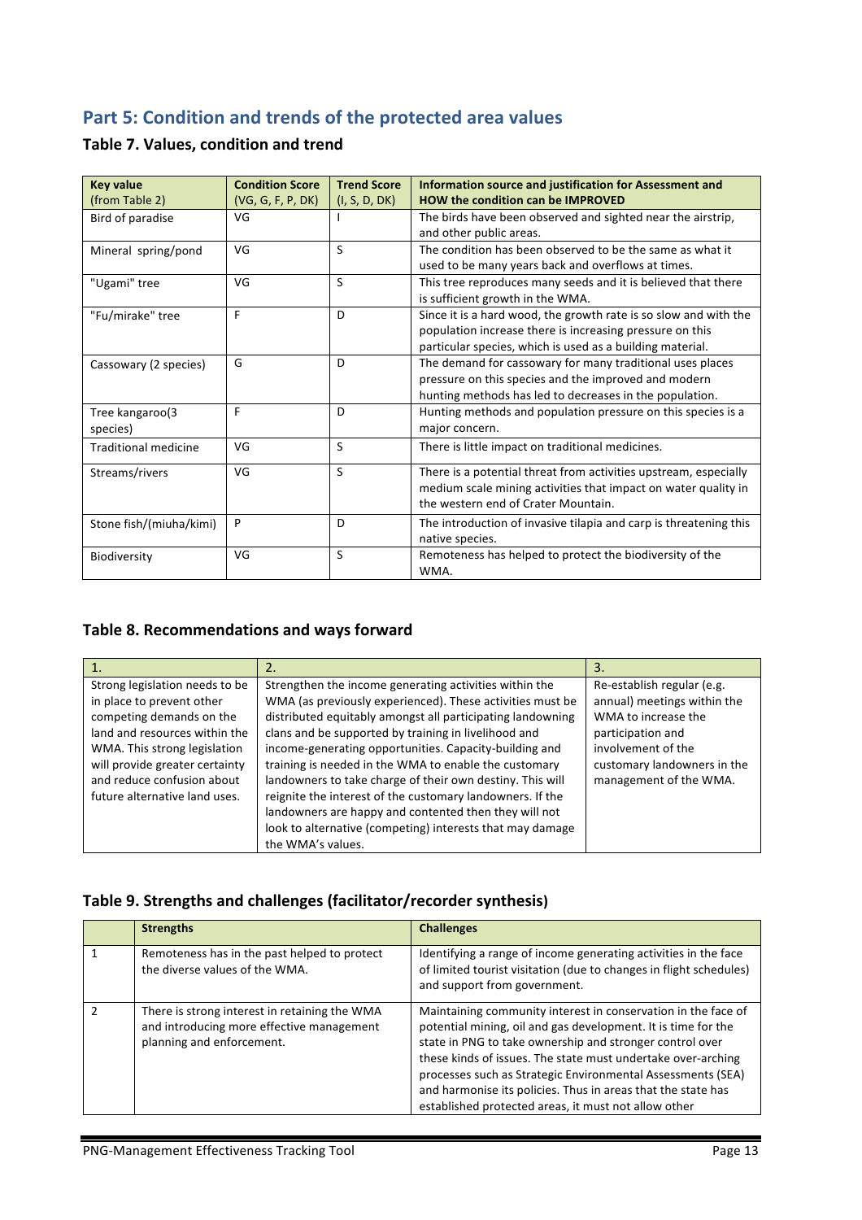## Part 5: Condition and trends of the protected area values

### Table 7. Values, condition and trend

| Key value (from Table 2) | Condition Score (VG, G, F, P, DK) | Trend Score (I, S, D, DK) | Information source and justification for Assessment and HOW the condition can be IMPROVED |
|---|---|---|---|
| Bird of paradise | VG | I | The birds have been observed and sighted near the airstrip, and other public areas. |
| Mineral spring/pond | VG | S | The condition has been observed to be the same as what it used to be many years back and overflows at times. |
| "Ugami" tree | VG | S | This tree reproduces many seeds and it is believed that there is sufficient growth in the WMA. |
| "Fu/mirake" tree | F | D | Since it is a hard wood, the growth rate is so slow and with the population increase there is increasing pressure on this particular species, which is used as a building material. |
| Cassowary (2 species) | G | D | The demand for cassowary for many traditional uses places pressure on this species and the improved and modern hunting methods has led to decreases in the population. |
| Tree kangaroo(3 species) | F | D | Hunting methods and population pressure on this species is a major concern. |
| Traditional medicine | VG | S | There is little impact on traditional medicines. |
| Streams/rivers | VG | S | There is a potential threat from activities upstream, especially medium scale mining activities that impact on water quality in the western end of Crater Mountain. |
| Stone fish/(miuha/kimi) | P | D | The introduction of invasive tilapia and carp is threatening this native species. |
| Biodiversity | VG | S | Remoteness has helped to protect the biodiversity of the WMA. |

### Table 8. Recommendations and ways forward

| 1. | 2. | 3. |
|---|---|---|
| Strong legislation needs to be in place to prevent other competing demands on the land and resources within the WMA. This strong legislation will provide greater certainty and reduce confusion about future alternative land uses. | Strengthen the income generating activities within the WMA (as previously experienced). These activities must be distributed equitably amongst all participating landowning clans and be supported by training in livelihood and income-generating opportunities. Capacity-building and training is needed in the WMA to enable the customary landowners to take charge of their own destiny. This will reignite the interest of the customary landowners. If the landowners are happy and contented then they will not look to alternative (competing) interests that may damage the WMA's values. | Re-establish regular (e.g. annual) meetings within the WMA to increase the participation and involvement of the customary landowners in the management of the WMA. |

### Table 9. Strengths and challenges (facilitator/recorder synthesis)

| | Strengths | Challenges |
|---|---|---|
| 1 | Remoteness has in the past helped to protect the diverse values of the WMA. | Identifying a range of income generating activities in the face of limited tourist visitation (due to changes in flight schedules) and support from government. |
| 2 | There is strong interest in retaining the WMA and introducing more effective management planning and enforcement. | Maintaining community interest in conservation in the face of potential mining, oil and gas development. It is time for the state in PNG to take ownership and stronger control over these kinds of issues. The state must undertake over-arching processes such as Strategic Environmental Assessments (SEA) and harmonise its policies. Thus in areas that the state has established protected areas, it must not allow other |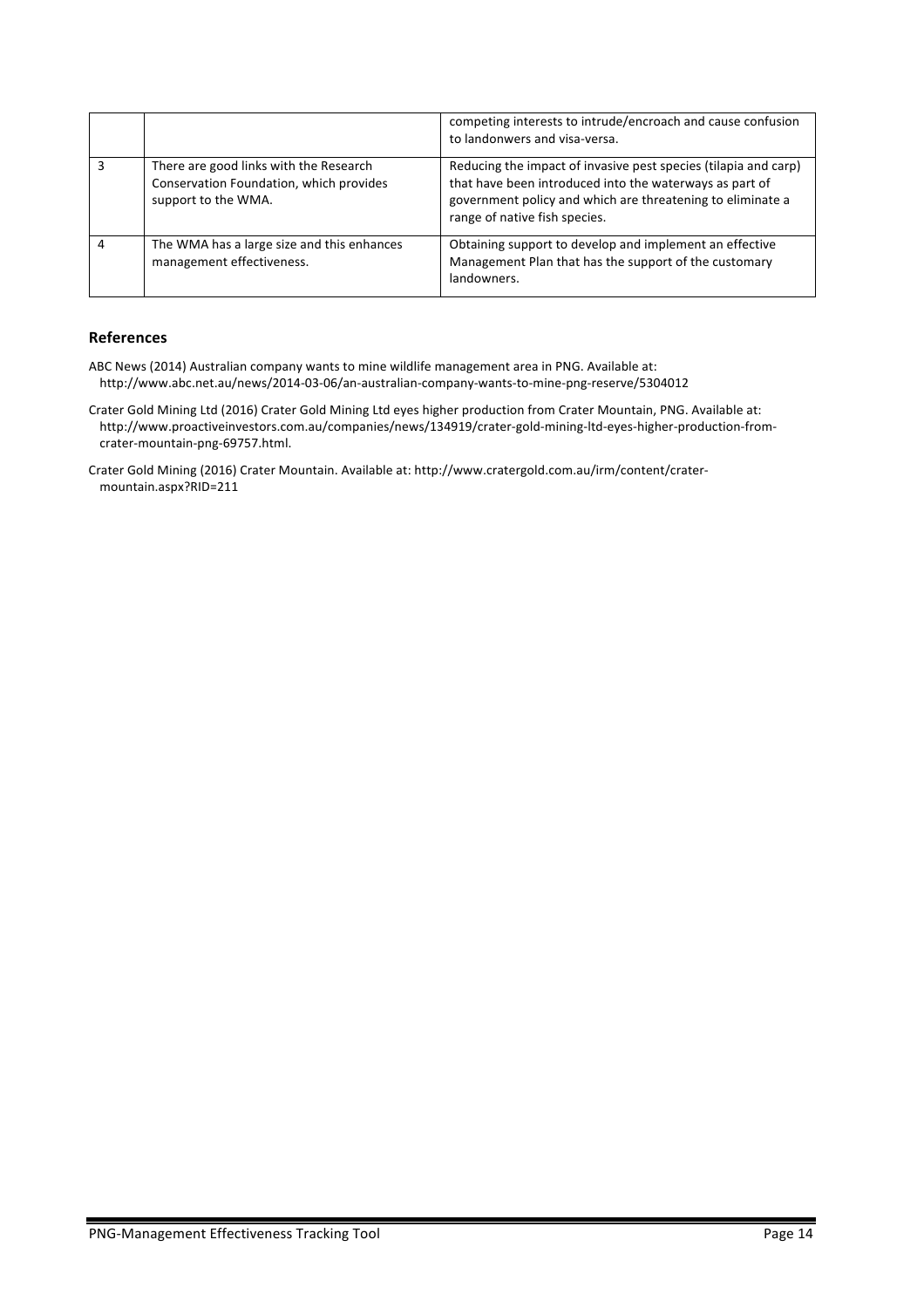| | | |
|---|---|---|
| | | competing interests to intrude/encroach and cause confusion to landonwers and visa-versa. |
| 3 | There are good links with the Research Conservation Foundation, which provides support to the WMA. | Reducing the impact of invasive pest species (tilapia and carp) that have been introduced into the waterways as part of government policy and which are threatening to eliminate a range of native fish species. |
| 4 | The WMA has a large size and this enhances management effectiveness. | Obtaining support to develop and implement an effective Management Plan that has the support of the customary landowners. |

## References

ABC News (2014) Australian company wants to mine wildlife management area in PNG. Available at: http://www.abc.net.au/news/2014-03-06/an-australian-company-wants-to-mine-png-reserve/5304012

Crater Gold Mining Ltd (2016) Crater Gold Mining Ltd eyes higher production from Crater Mountain, PNG. Available at: http://www.proactiveinvestors.com.au/companies/news/134919/crater-gold-mining-ltd-eyes-higher-production-from-crater-mountain-png-69757.html.

Crater Gold Mining (2016) Crater Mountain. Available at: http://www.cratergold.com.au/irm/content/crater-mountain.aspx?RID=211